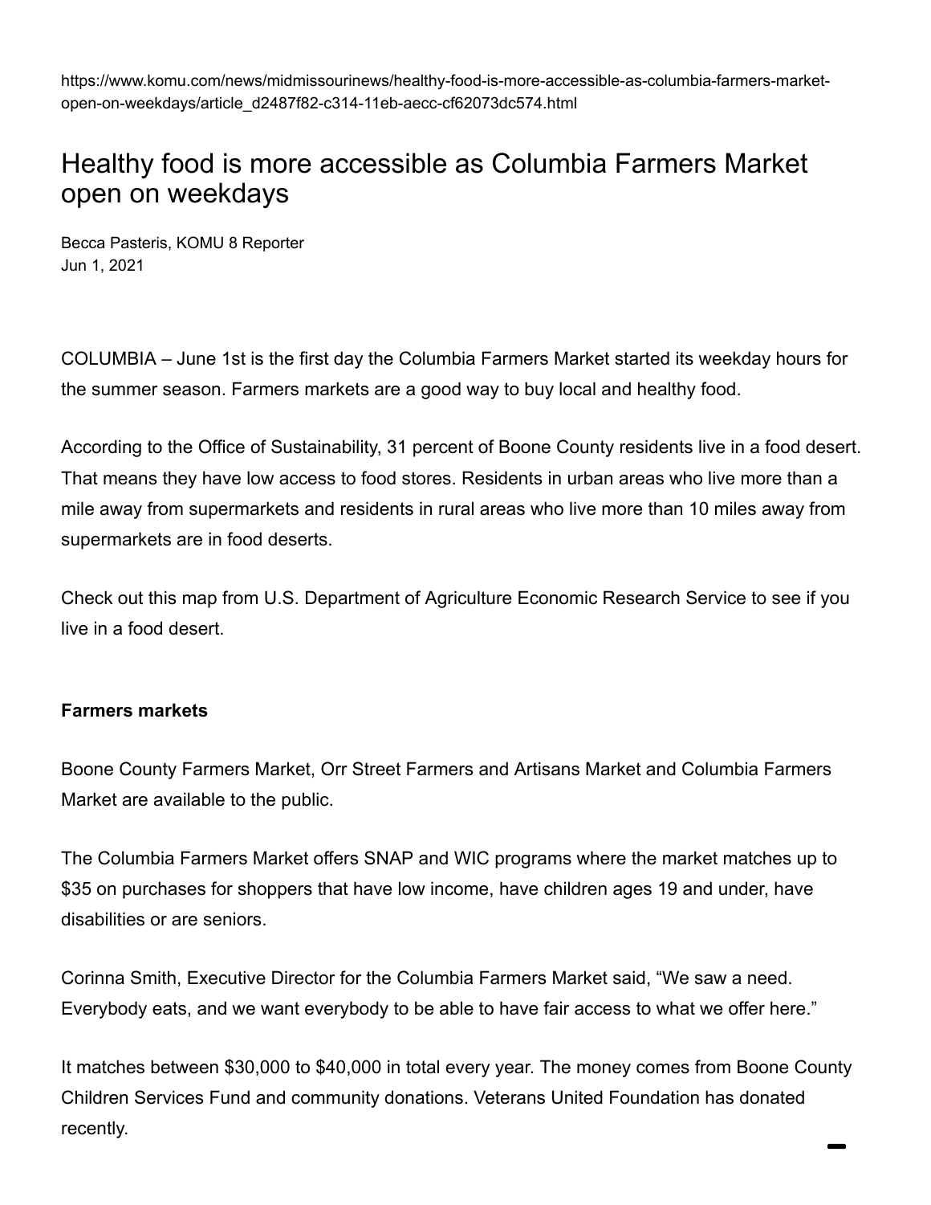https://www.komu.com/news/midmissourinews/healthy-food-is-more-accessible-as-columbia-farmers-market-open-on-weekdays/article_d2487f82-c314-11eb-aecc-cf62073dc574.html

# Healthy food is more accessible as Columbia Farmers Market open on weekdays

Becca Pasteris, KOMU 8 Reporter
Jun 1, 2021

COLUMBIA – June 1st is the first day the Columbia Farmers Market started its weekday hours for the summer season. Farmers markets are a good way to buy local and healthy food.

According to the Office of Sustainability, 31 percent of Boone County residents live in a food desert. That means they have low access to food stores. Residents in urban areas who live more than a mile away from supermarkets and residents in rural areas who live more than 10 miles away from supermarkets are in food deserts.

Check out this map from U.S. Department of Agriculture Economic Research Service to see if you live in a food desert.

**Farmers markets**

Boone County Farmers Market, Orr Street Farmers and Artisans Market and Columbia Farmers Market are available to the public.

The Columbia Farmers Market offers SNAP and WIC programs where the market matches up to $35 on purchases for shoppers that have low income, have children ages 19 and under, have disabilities or are seniors.

Corinna Smith, Executive Director for the Columbia Farmers Market said, "We saw a need. Everybody eats, and we want everybody to be able to have fair access to what we offer here."

It matches between $30,000 to $40,000 in total every year. The money comes from Boone County Children Services Fund and community donations. Veterans United Foundation has donated recently.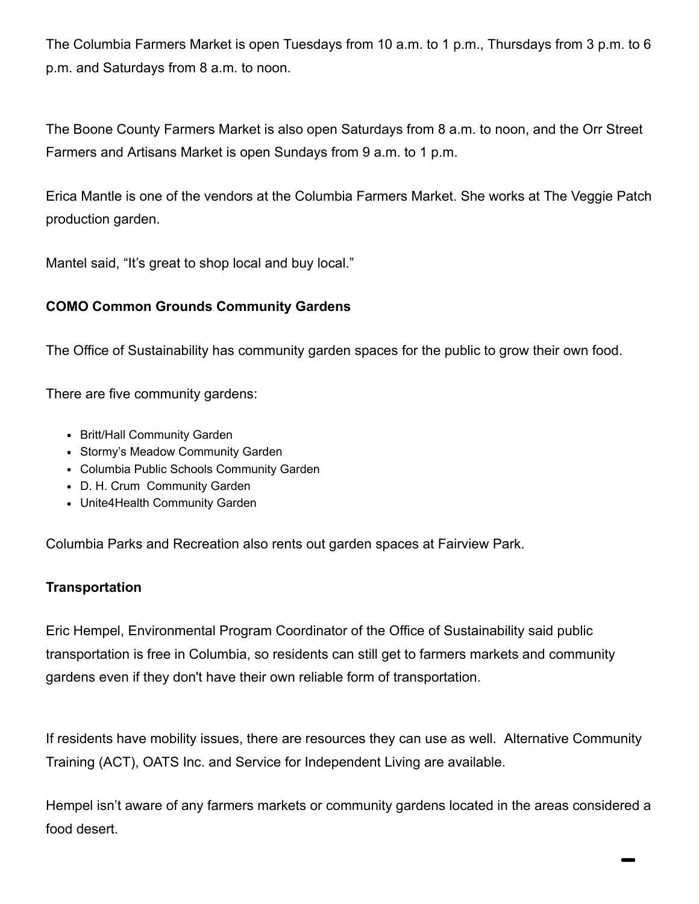The Columbia Farmers Market is open Tuesdays from 10 a.m. to 1 p.m., Thursdays from 3 p.m. to 6 p.m. and Saturdays from 8 a.m. to noon.

The Boone County Farmers Market is also open Saturdays from 8 a.m. to noon, and the Orr Street Farmers and Artisans Market is open Sundays from 9 a.m. to 1 p.m.

Erica Mantle is one of the vendors at the Columbia Farmers Market. She works at The Veggie Patch production garden.

Mantel said, "It's great to shop local and buy local."

**COMO Common Grounds Community Gardens**

The Office of Sustainability has community garden spaces for the public to grow their own food.

There are five community gardens:

- Britt/Hall Community Garden
- Stormy's Meadow Community Garden
- Columbia Public Schools Community Garden
- D. H. Crum Community Garden
- Unite4Health Community Garden

Columbia Parks and Recreation also rents out garden spaces at Fairview Park.

**Transportation**

Eric Hempel, Environmental Program Coordinator of the Office of Sustainability said public transportation is free in Columbia, so residents can still get to farmers markets and community gardens even if they don't have their own reliable form of transportation.

If residents have mobility issues, there are resources they can use as well. Alternative Community Training (ACT), OATS Inc. and Service for Independent Living are available.

Hempel isn't aware of any farmers markets or community gardens located in the areas considered a food desert.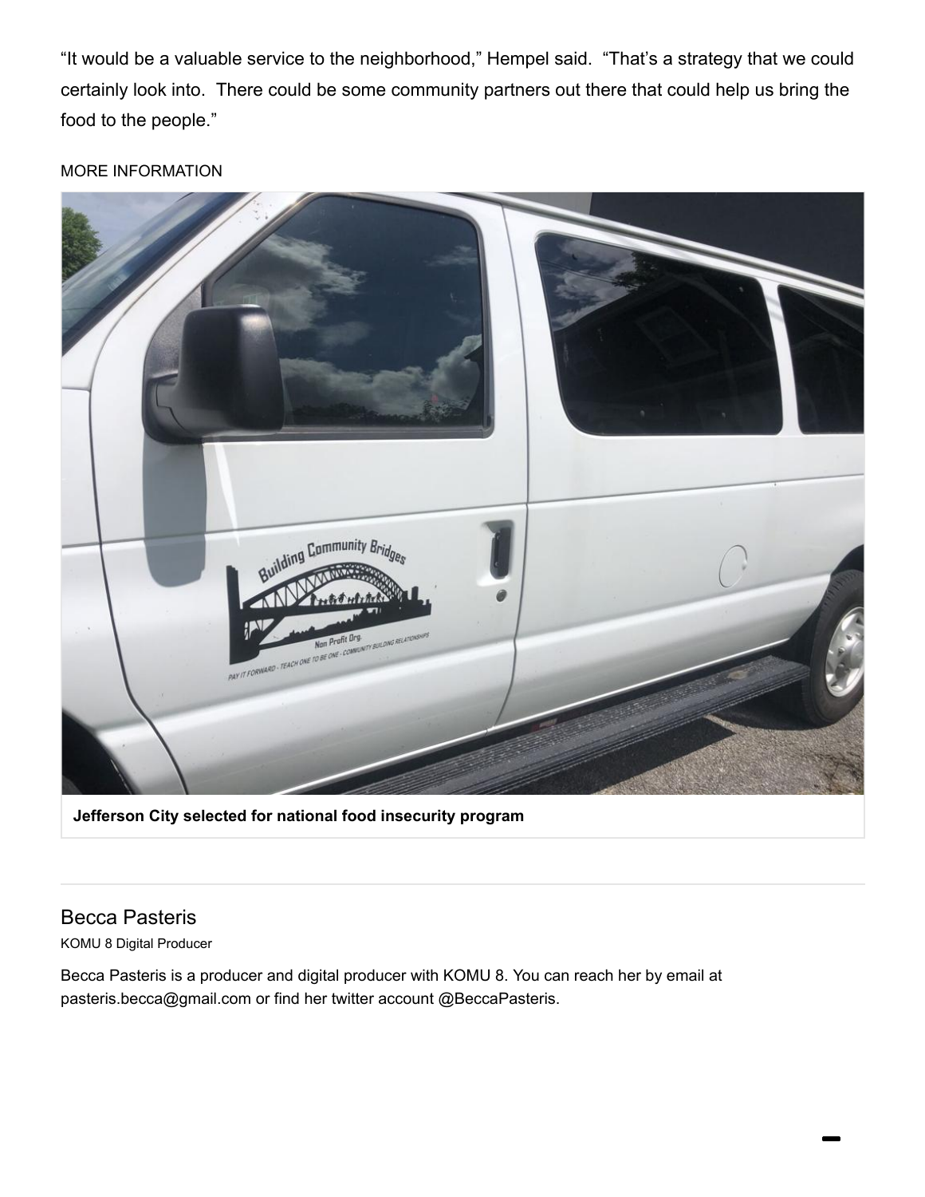"It would be a valuable service to the neighborhood," Hempel said. "That's a strategy that we could certainly look into. There could be some community partners out there that could help us bring the food to the people."

MORE INFORMATION

**Jefferson City selected for national food insecurity program**

---

## Becca Pasteris

KOMU 8 Digital Producer

Becca Pasteris is a producer and digital producer with KOMU 8. You can reach her by email at pasteris.becca@gmail.com or find her twitter account @BeccaPasteris.